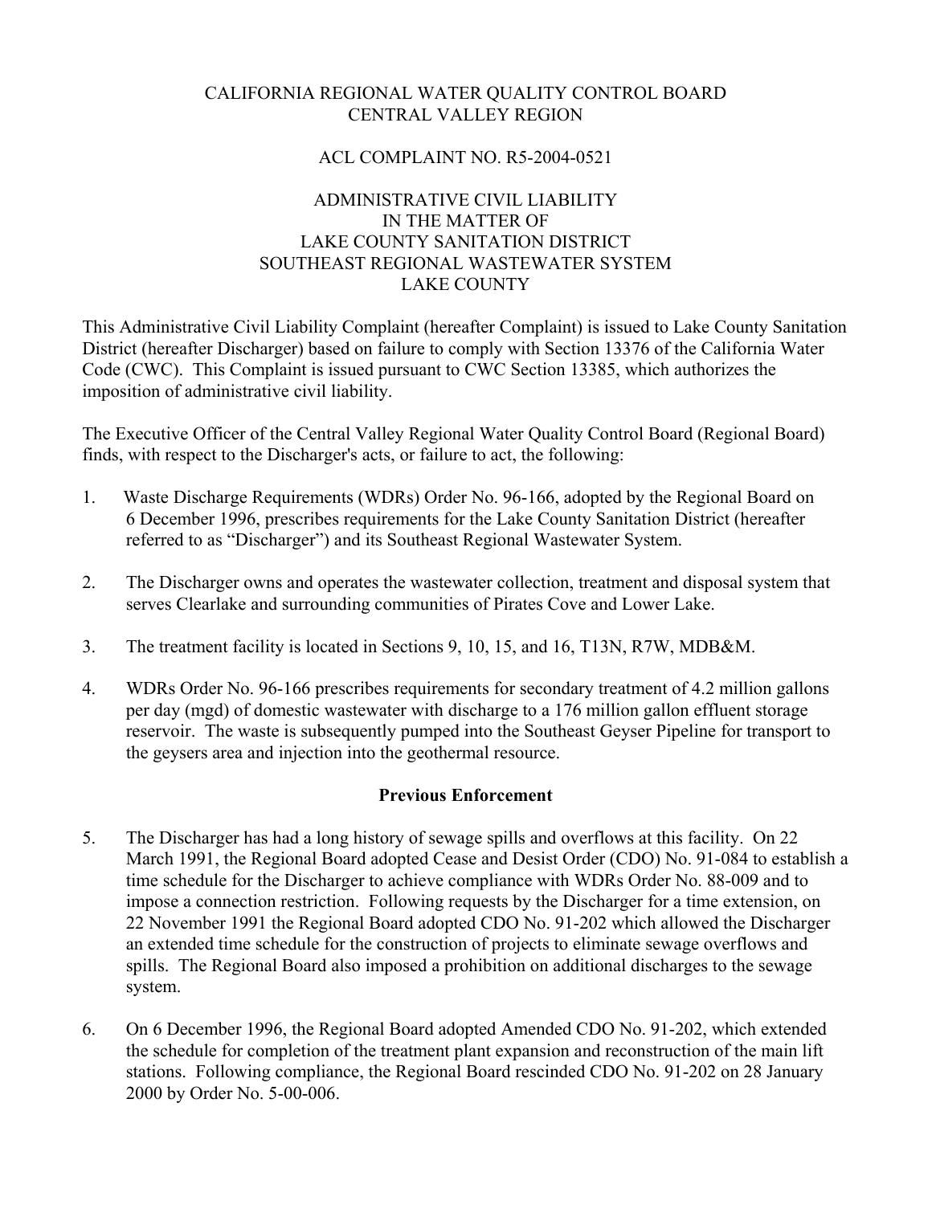# CALIFORNIA REGIONAL WATER QUALITY CONTROL BOARD
# CENTRAL VALLEY REGION

## ACL COMPLAINT NO. R5-2004-0521

## ADMINISTRATIVE CIVIL LIABILITY
## IN THE MATTER OF
## LAKE COUNTY SANITATION DISTRICT
## SOUTHEAST REGIONAL WASTEWATER SYSTEM
## LAKE COUNTY

This Administrative Civil Liability Complaint (hereafter Complaint) is issued to Lake County Sanitation District (hereafter Discharger) based on failure to comply with Section 13376 of the California Water Code (CWC). This Complaint is issued pursuant to CWC Section 13385, which authorizes the imposition of administrative civil liability.

The Executive Officer of the Central Valley Regional Water Quality Control Board (Regional Board) finds, with respect to the Discharger's acts, or failure to act, the following:

1. Waste Discharge Requirements (WDRs) Order No. 96-166, adopted by the Regional Board on 6 December 1996, prescribes requirements for the Lake County Sanitation District (hereafter referred to as "Discharger") and its Southeast Regional Wastewater System.

2. The Discharger owns and operates the wastewater collection, treatment and disposal system that serves Clearlake and surrounding communities of Pirates Cove and Lower Lake.

3. The treatment facility is located in Sections 9, 10, 15, and 16, T13N, R7W, MDB&M.

4. WDRs Order No. 96-166 prescribes requirements for secondary treatment of 4.2 million gallons per day (mgd) of domestic wastewater with discharge to a 176 million gallon effluent storage reservoir. The waste is subsequently pumped into the Southeast Geyser Pipeline for transport to the geysers area and injection into the geothermal resource.

**Previous Enforcement**

5. The Discharger has had a long history of sewage spills and overflows at this facility. On 22 March 1991, the Regional Board adopted Cease and Desist Order (CDO) No. 91-084 to establish a time schedule for the Discharger to achieve compliance with WDRs Order No. 88-009 and to impose a connection restriction. Following requests by the Discharger for a time extension, on 22 November 1991 the Regional Board adopted CDO No. 91-202 which allowed the Discharger an extended time schedule for the construction of projects to eliminate sewage overflows and spills. The Regional Board also imposed a prohibition on additional discharges to the sewage system.

6. On 6 December 1996, the Regional Board adopted Amended CDO No. 91-202, which extended the schedule for completion of the treatment plant expansion and reconstruction of the main lift stations. Following compliance, the Regional Board rescinded CDO No. 91-202 on 28 January 2000 by Order No. 5-00-006.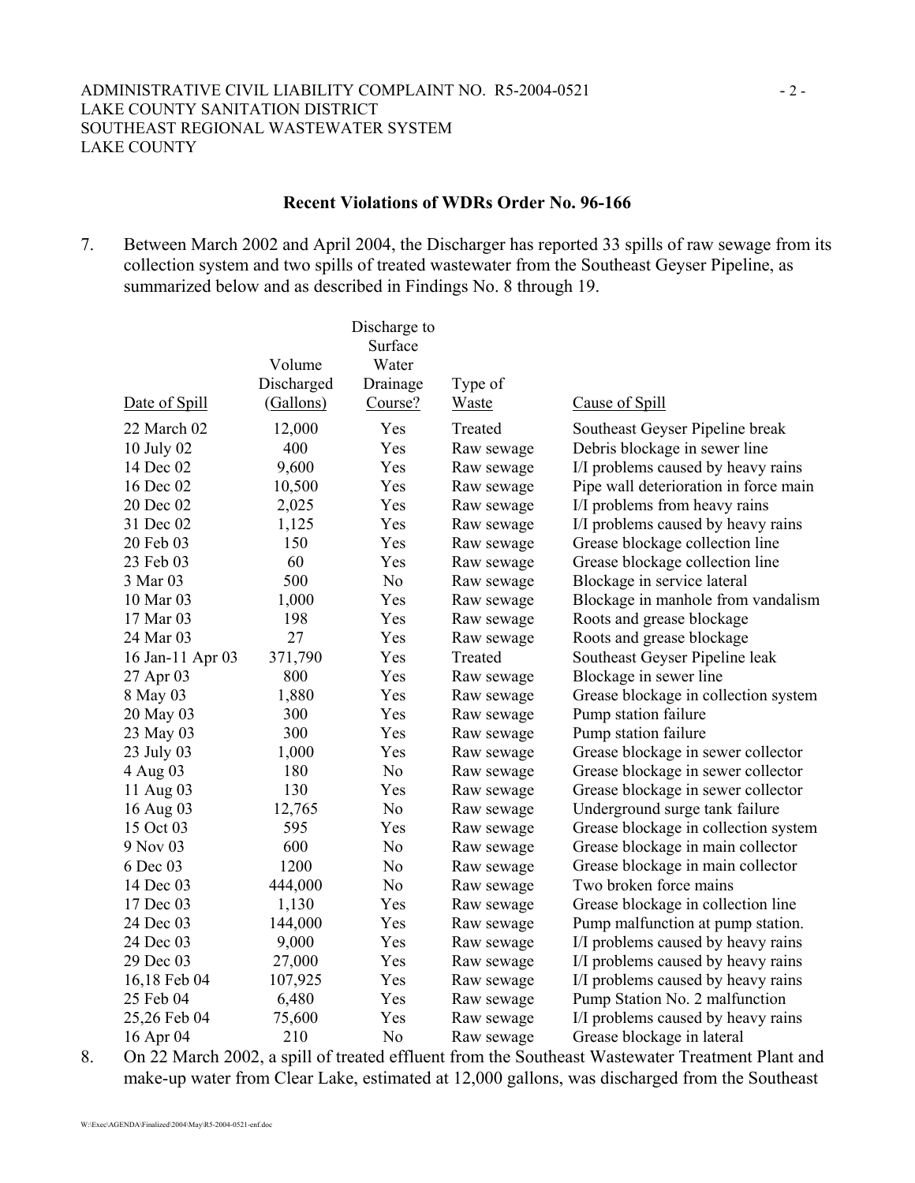## Recent Violations of WDRs Order No. 96-166

7. Between March 2002 and April 2004, the Discharger has reported 33 spills of raw sewage from its collection system and two spills of treated wastewater from the Southeast Geyser Pipeline, as summarized below and as described in Findings No. 8 through 19.

| Date of Spill | Volume Discharged (Gallons) | Discharge to Surface Water Drainage Course? | Type of Waste | Cause of Spill |
|---|---|---|---|---|
| 22 March 02 | 12,000 | Yes | Treated | Southeast Geyser Pipeline break |
| 10 July 02 | 400 | Yes | Raw sewage | Debris blockage in sewer line |
| 14 Dec 02 | 9,600 | Yes | Raw sewage | I/I problems caused by heavy rains |
| 16 Dec 02 | 10,500 | Yes | Raw sewage | Pipe wall deterioration in force main |
| 20 Dec 02 | 2,025 | Yes | Raw sewage | I/I problems from heavy rains |
| 31 Dec 02 | 1,125 | Yes | Raw sewage | I/I problems caused by heavy rains |
| 20 Feb 03 | 150 | Yes | Raw sewage | Grease blockage collection line |
| 23 Feb 03 | 60 | Yes | Raw sewage | Grease blockage collection line |
| 3 Mar 03 | 500 | No | Raw sewage | Blockage in service lateral |
| 10 Mar 03 | 1,000 | Yes | Raw sewage | Blockage in manhole from vandalism |
| 17 Mar 03 | 198 | Yes | Raw sewage | Roots and grease blockage |
| 24 Mar 03 | 27 | Yes | Raw sewage | Roots and grease blockage |
| 16 Jan-11 Apr 03 | 371,790 | Yes | Treated | Southeast Geyser Pipeline leak |
| 27 Apr 03 | 800 | Yes | Raw sewage | Blockage in sewer line |
| 8 May 03 | 1,880 | Yes | Raw sewage | Grease blockage in collection system |
| 20 May 03 | 300 | Yes | Raw sewage | Pump station failure |
| 23 May 03 | 300 | Yes | Raw sewage | Pump station failure |
| 23 July 03 | 1,000 | Yes | Raw sewage | Grease blockage in sewer collector |
| 4 Aug 03 | 180 | No | Raw sewage | Grease blockage in sewer collector |
| 11 Aug 03 | 130 | Yes | Raw sewage | Grease blockage in sewer collector |
| 16 Aug 03 | 12,765 | No | Raw sewage | Underground surge tank failure |
| 15 Oct 03 | 595 | Yes | Raw sewage | Grease blockage in collection system |
| 9 Nov 03 | 600 | No | Raw sewage | Grease blockage in main collector |
| 6 Dec 03 | 1200 | No | Raw sewage | Grease blockage in main collector |
| 14 Dec 03 | 444,000 | No | Raw sewage | Two broken force mains |
| 17 Dec 03 | 1,130 | Yes | Raw sewage | Grease blockage in collection line |
| 24 Dec 03 | 144,000 | Yes | Raw sewage | Pump malfunction at pump station. |
| 24 Dec 03 | 9,000 | Yes | Raw sewage | I/I problems caused by heavy rains |
| 29 Dec 03 | 27,000 | Yes | Raw sewage | I/I problems caused by heavy rains |
| 16,18 Feb 04 | 107,925 | Yes | Raw sewage | I/I problems caused by heavy rains |
| 25 Feb 04 | 6,480 | Yes | Raw sewage | Pump Station No. 2 malfunction |
| 25,26 Feb 04 | 75,600 | Yes | Raw sewage | I/I problems caused by heavy rains |
| 16 Apr 04 | 210 | No | Raw sewage | Grease blockage in lateral |

8. On 22 March 2002, a spill of treated effluent from the Southeast Wastewater Treatment Plant and make-up water from Clear Lake, estimated at 12,000 gallons, was discharged from the Southeast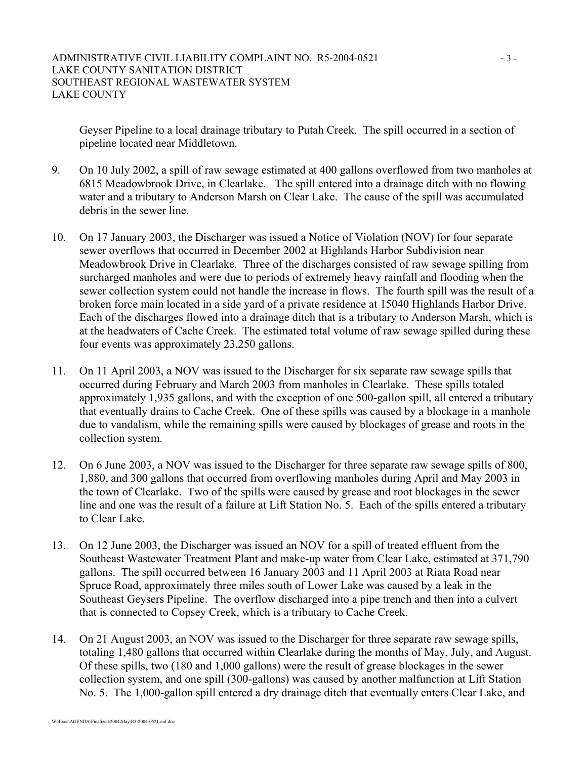Geyser Pipeline to a local drainage tributary to Putah Creek. The spill occurred in a section of pipeline located near Middletown.

9. On 10 July 2002, a spill of raw sewage estimated at 400 gallons overflowed from two manholes at 6815 Meadowbrook Drive, in Clearlake. The spill entered into a drainage ditch with no flowing water and a tributary to Anderson Marsh on Clear Lake. The cause of the spill was accumulated debris in the sewer line.

10. On 17 January 2003, the Discharger was issued a Notice of Violation (NOV) for four separate sewer overflows that occurred in December 2002 at Highlands Harbor Subdivision near Meadowbrook Drive in Clearlake. Three of the discharges consisted of raw sewage spilling from surcharged manholes and were due to periods of extremely heavy rainfall and flooding when the sewer collection system could not handle the increase in flows. The fourth spill was the result of a broken force main located in a side yard of a private residence at 15040 Highlands Harbor Drive. Each of the discharges flowed into a drainage ditch that is a tributary to Anderson Marsh, which is at the headwaters of Cache Creek. The estimated total volume of raw sewage spilled during these four events was approximately 23,250 gallons.

11. On 11 April 2003, a NOV was issued to the Discharger for six separate raw sewage spills that occurred during February and March 2003 from manholes in Clearlake. These spills totaled approximately 1,935 gallons, and with the exception of one 500-gallon spill, all entered a tributary that eventually drains to Cache Creek. One of these spills was caused by a blockage in a manhole due to vandalism, while the remaining spills were caused by blockages of grease and roots in the collection system.

12. On 6 June 2003, a NOV was issued to the Discharger for three separate raw sewage spills of 800, 1,880, and 300 gallons that occurred from overflowing manholes during April and May 2003 in the town of Clearlake. Two of the spills were caused by grease and root blockages in the sewer line and one was the result of a failure at Lift Station No. 5. Each of the spills entered a tributary to Clear Lake.

13. On 12 June 2003, the Discharger was issued an NOV for a spill of treated effluent from the Southeast Wastewater Treatment Plant and make-up water from Clear Lake, estimated at 371,790 gallons. The spill occurred between 16 January 2003 and 11 April 2003 at Riata Road near Spruce Road, approximately three miles south of Lower Lake was caused by a leak in the Southeast Geysers Pipeline. The overflow discharged into a pipe trench and then into a culvert that is connected to Copsey Creek, which is a tributary to Cache Creek.

14. On 21 August 2003, an NOV was issued to the Discharger for three separate raw sewage spills, totaling 1,480 gallons that occurred within Clearlake during the months of May, July, and August. Of these spills, two (180 and 1,000 gallons) were the result of grease blockages in the sewer collection system, and one spill (300-gallons) was caused by another malfunction at Lift Station No. 5. The 1,000-gallon spill entered a dry drainage ditch that eventually enters Clear Lake, and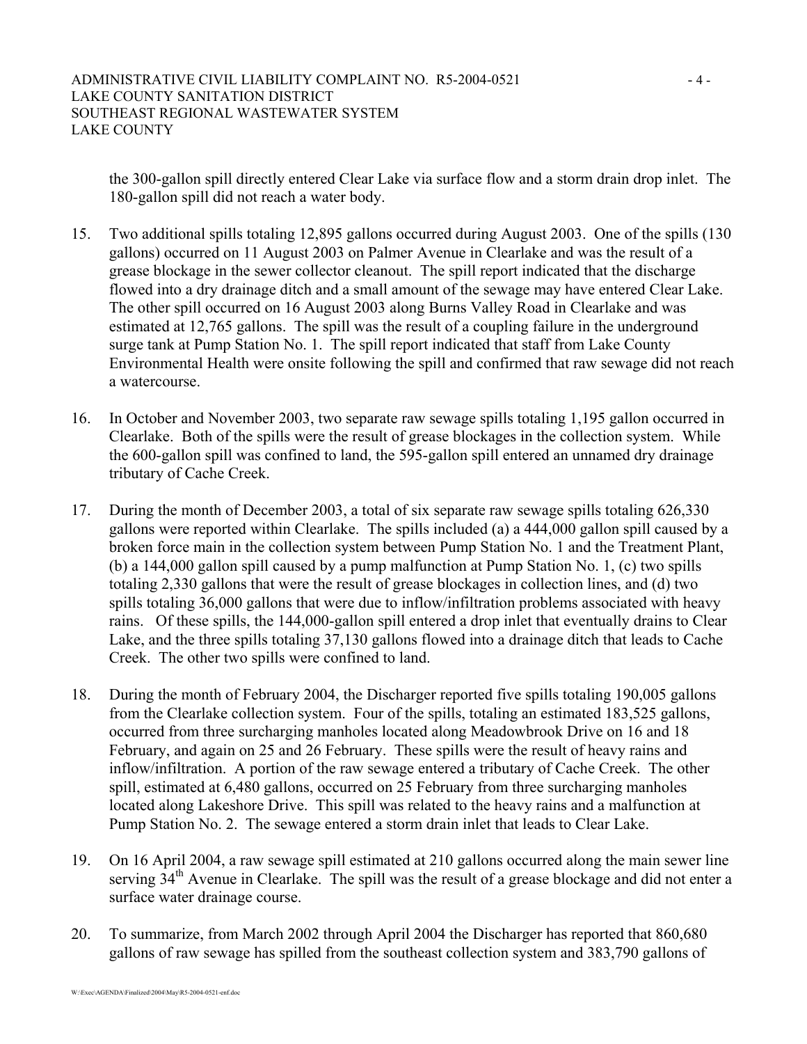the 300-gallon spill directly entered Clear Lake via surface flow and a storm drain drop inlet. The 180-gallon spill did not reach a water body.

15. Two additional spills totaling 12,895 gallons occurred during August 2003. One of the spills (130 gallons) occurred on 11 August 2003 on Palmer Avenue in Clearlake and was the result of a grease blockage in the sewer collector cleanout. The spill report indicated that the discharge flowed into a dry drainage ditch and a small amount of the sewage may have entered Clear Lake. The other spill occurred on 16 August 2003 along Burns Valley Road in Clearlake and was estimated at 12,765 gallons. The spill was the result of a coupling failure in the underground surge tank at Pump Station No. 1. The spill report indicated that staff from Lake County Environmental Health were onsite following the spill and confirmed that raw sewage did not reach a watercourse.

16. In October and November 2003, two separate raw sewage spills totaling 1,195 gallon occurred in Clearlake. Both of the spills were the result of grease blockages in the collection system. While the 600-gallon spill was confined to land, the 595-gallon spill entered an unnamed dry drainage tributary of Cache Creek.

17. During the month of December 2003, a total of six separate raw sewage spills totaling 626,330 gallons were reported within Clearlake. The spills included (a) a 444,000 gallon spill caused by a broken force main in the collection system between Pump Station No. 1 and the Treatment Plant, (b) a 144,000 gallon spill caused by a pump malfunction at Pump Station No. 1, (c) two spills totaling 2,330 gallons that were the result of grease blockages in collection lines, and (d) two spills totaling 36,000 gallons that were due to inflow/infiltration problems associated with heavy rains. Of these spills, the 144,000-gallon spill entered a drop inlet that eventually drains to Clear Lake, and the three spills totaling 37,130 gallons flowed into a drainage ditch that leads to Cache Creek. The other two spills were confined to land.

18. During the month of February 2004, the Discharger reported five spills totaling 190,005 gallons from the Clearlake collection system. Four of the spills, totaling an estimated 183,525 gallons, occurred from three surcharging manholes located along Meadowbrook Drive on 16 and 18 February, and again on 25 and 26 February. These spills were the result of heavy rains and inflow/infiltration. A portion of the raw sewage entered a tributary of Cache Creek. The other spill, estimated at 6,480 gallons, occurred on 25 February from three surcharging manholes located along Lakeshore Drive. This spill was related to the heavy rains and a malfunction at Pump Station No. 2. The sewage entered a storm drain inlet that leads to Clear Lake.

19. On 16 April 2004, a raw sewage spill estimated at 210 gallons occurred along the main sewer line serving 34th Avenue in Clearlake. The spill was the result of a grease blockage and did not enter a surface water drainage course.

20. To summarize, from March 2002 through April 2004 the Discharger has reported that 860,680 gallons of raw sewage has spilled from the southeast collection system and 383,790 gallons of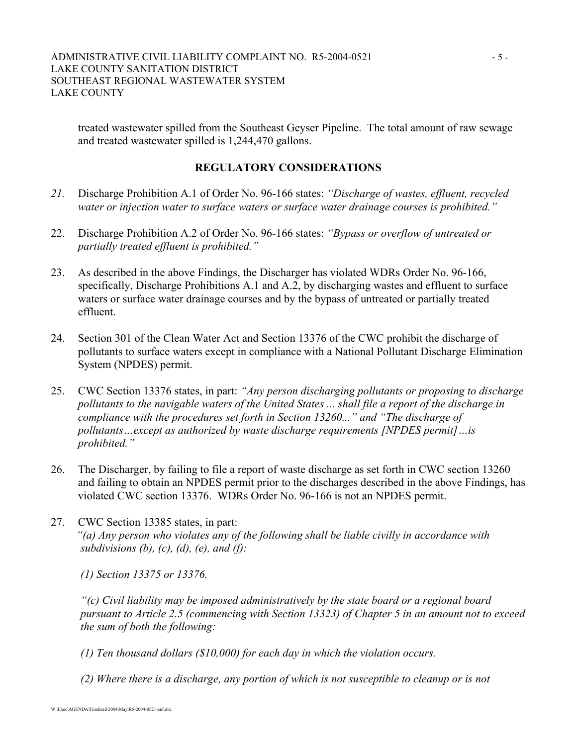treated wastewater spilled from the Southeast Geyser Pipeline. The total amount of raw sewage and treated wastewater spilled is 1,244,470 gallons.

## REGULATORY CONSIDERATIONS

21. Discharge Prohibition A.1 of Order No. 96-166 states: *"Discharge of wastes, effluent, recycled water or injection water to surface waters or surface water drainage courses is prohibited."*

22. Discharge Prohibition A.2 of Order No. 96-166 states: *"Bypass or overflow of untreated or partially treated effluent is prohibited."*

23. As described in the above Findings, the Discharger has violated WDRs Order No. 96-166, specifically, Discharge Prohibitions A.1 and A.2, by discharging wastes and effluent to surface waters or surface water drainage courses and by the bypass of untreated or partially treated effluent.

24. Section 301 of the Clean Water Act and Section 13376 of the CWC prohibit the discharge of pollutants to surface waters except in compliance with a National Pollutant Discharge Elimination System (NPDES) permit.

25. CWC Section 13376 states, in part: *"Any person discharging pollutants or proposing to discharge pollutants to the navigable waters of the United States ... shall file a report of the discharge in compliance with the procedures set forth in Section 13260..." and "The discharge of pollutants…except as authorized by waste discharge requirements [NPDES permit]…is prohibited."*

26. The Discharger, by failing to file a report of waste discharge as set forth in CWC section 13260 and failing to obtain an NPDES permit prior to the discharges described in the above Findings, has violated CWC section 13376. WDRs Order No. 96-166 is not an NPDES permit.

27. CWC Section 13385 states, in part:
*"(a) Any person who violates any of the following shall be liable civilly in accordance with subdivisions (b), (c), (d), (e), and (f):*

   *(1) Section 13375 or 13376.*

   *"(c) Civil liability may be imposed administratively by the state board or a regional board pursuant to Article 2.5 (commencing with Section 13323) of Chapter 5 in an amount not to exceed the sum of both the following:*

   *(1) Ten thousand dollars ($10,000) for each day in which the violation occurs.*

   *(2) Where there is a discharge, any portion of which is not susceptible to cleanup or is not*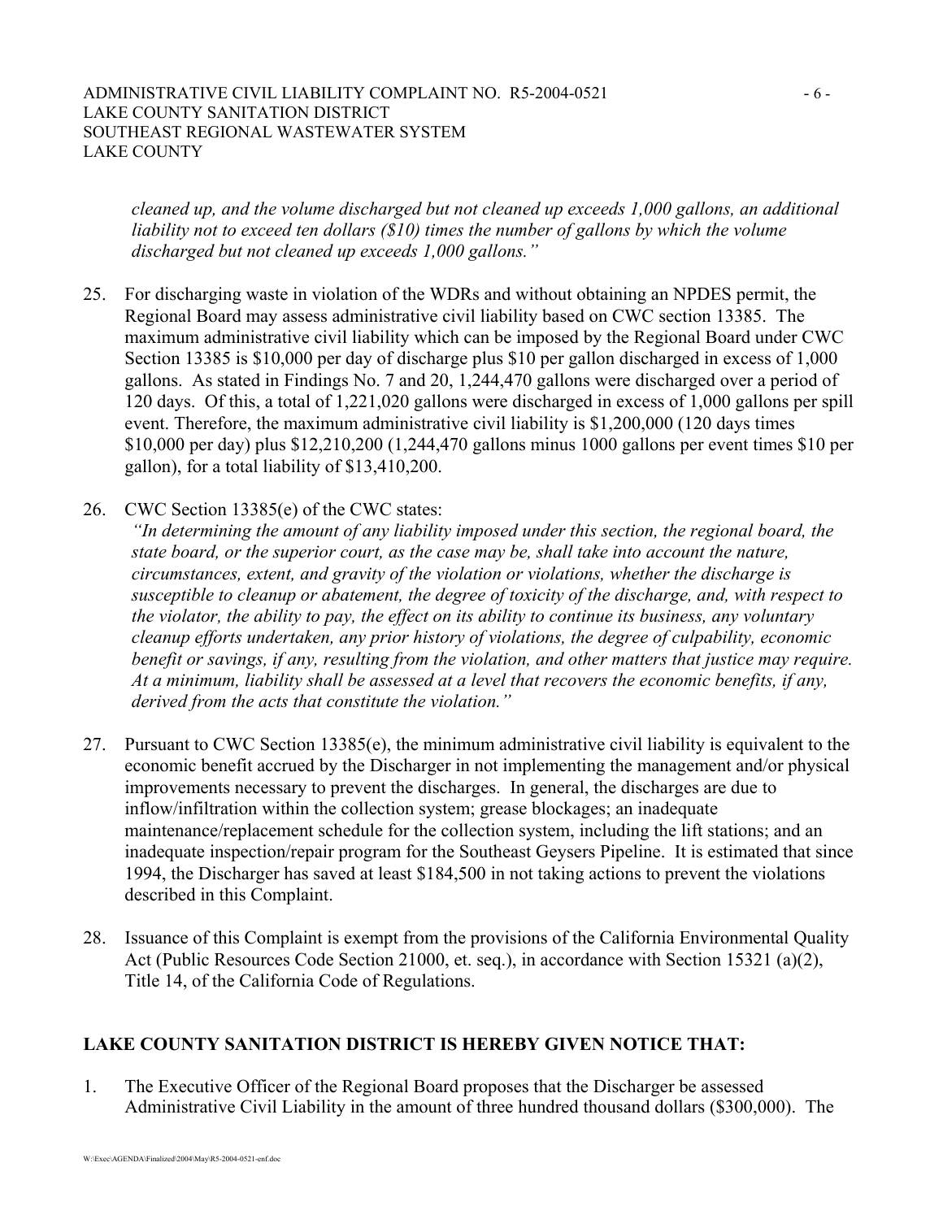*cleaned up, and the volume discharged but not cleaned up exceeds 1,000 gallons, an additional liability not to exceed ten dollars ($10) times the number of gallons by which the volume discharged but not cleaned up exceeds 1,000 gallons."*

25. For discharging waste in violation of the WDRs and without obtaining an NPDES permit, the Regional Board may assess administrative civil liability based on CWC section 13385. The maximum administrative civil liability which can be imposed by the Regional Board under CWC Section 13385 is $10,000 per day of discharge plus $10 per gallon discharged in excess of 1,000 gallons. As stated in Findings No. 7 and 20, 1,244,470 gallons were discharged over a period of 120 days. Of this, a total of 1,221,020 gallons were discharged in excess of 1,000 gallons per spill event. Therefore, the maximum administrative civil liability is $1,200,000 (120 days times $10,000 per day) plus $12,210,200 (1,244,470 gallons minus 1000 gallons per event times $10 per gallon), for a total liability of $13,410,200.

26. CWC Section 13385(e) of the CWC states:
*"In determining the amount of any liability imposed under this section, the regional board, the state board, or the superior court, as the case may be, shall take into account the nature, circumstances, extent, and gravity of the violation or violations, whether the discharge is susceptible to cleanup or abatement, the degree of toxicity of the discharge, and, with respect to the violator, the ability to pay, the effect on its ability to continue its business, any voluntary cleanup efforts undertaken, any prior history of violations, the degree of culpability, economic benefit or savings, if any, resulting from the violation, and other matters that justice may require. At a minimum, liability shall be assessed at a level that recovers the economic benefits, if any, derived from the acts that constitute the violation."*

27. Pursuant to CWC Section 13385(e), the minimum administrative civil liability is equivalent to the economic benefit accrued by the Discharger in not implementing the management and/or physical improvements necessary to prevent the discharges. In general, the discharges are due to inflow/infiltration within the collection system; grease blockages; an inadequate maintenance/replacement schedule for the collection system, including the lift stations; and an inadequate inspection/repair program for the Southeast Geysers Pipeline. It is estimated that since 1994, the Discharger has saved at least $184,500 in not taking actions to prevent the violations described in this Complaint.

28. Issuance of this Complaint is exempt from the provisions of the California Environmental Quality Act (Public Resources Code Section 21000, et. seq.), in accordance with Section 15321 (a)(2), Title 14, of the California Code of Regulations.

**LAKE COUNTY SANITATION DISTRICT IS HEREBY GIVEN NOTICE THAT:**

1. The Executive Officer of the Regional Board proposes that the Discharger be assessed Administrative Civil Liability in the amount of three hundred thousand dollars ($300,000). The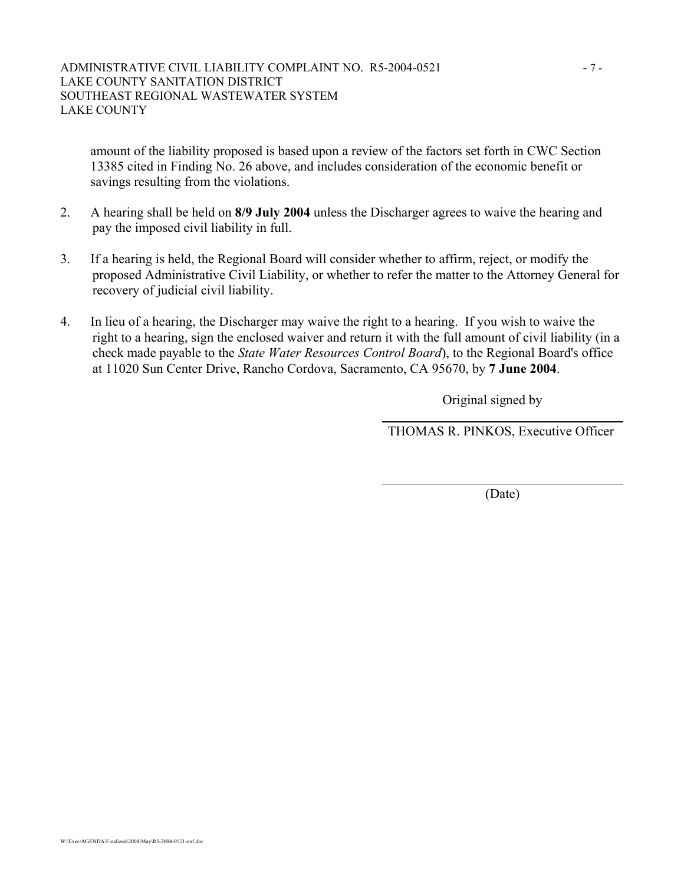amount of the liability proposed is based upon a review of the factors set forth in CWC Section 13385 cited in Finding No. 26 above, and includes consideration of the economic benefit or savings resulting from the violations.

2. A hearing shall be held on **8/9 July 2004** unless the Discharger agrees to waive the hearing and pay the imposed civil liability in full.

3. If a hearing is held, the Regional Board will consider whether to affirm, reject, or modify the proposed Administrative Civil Liability, or whether to refer the matter to the Attorney General for recovery of judicial civil liability.

4. In lieu of a hearing, the Discharger may waive the right to a hearing. If you wish to waive the right to a hearing, sign the enclosed waiver and return it with the full amount of civil liability (in a check made payable to the *State Water Resources Control Board*), to the Regional Board's office at 11020 Sun Center Drive, Rancho Cordova, Sacramento, CA 95670, by **7 June 2004**.

Original signed by

THOMAS R. PINKOS, Executive Officer

(Date)

W:\Exec\AGENDA\Finalized\2004\May\R5-2004-0521-enf.doc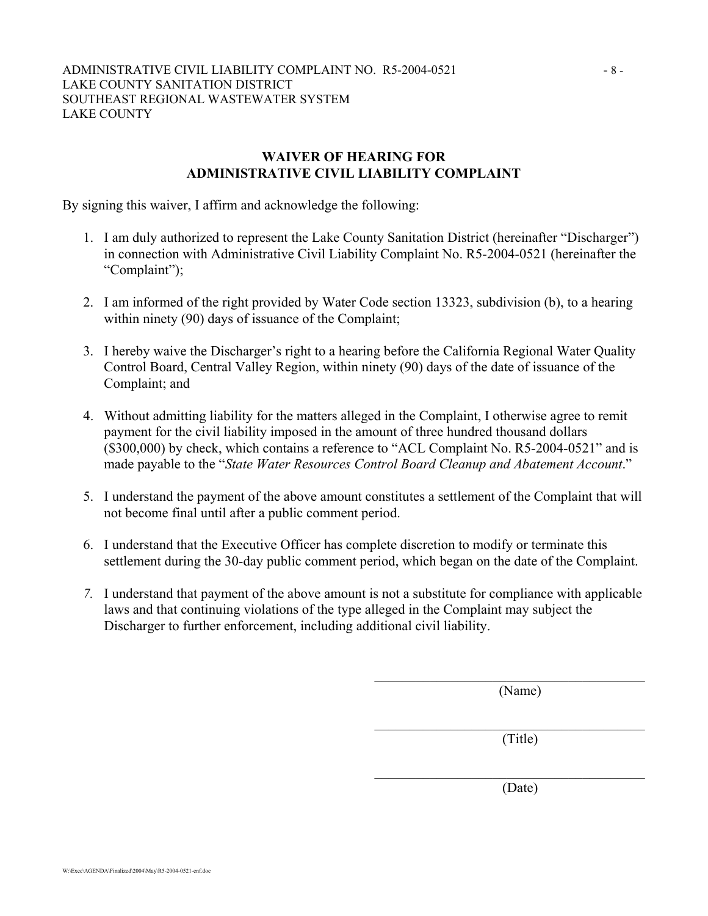## WAIVER OF HEARING FOR ADMINISTRATIVE CIVIL LIABILITY COMPLAINT

By signing this waiver, I affirm and acknowledge the following:

1. I am duly authorized to represent the Lake County Sanitation District (hereinafter "Discharger") in connection with Administrative Civil Liability Complaint No. R5-2004-0521 (hereinafter the "Complaint");

2. I am informed of the right provided by Water Code section 13323, subdivision (b), to a hearing within ninety (90) days of issuance of the Complaint;

3. I hereby waive the Discharger's right to a hearing before the California Regional Water Quality Control Board, Central Valley Region, within ninety (90) days of the date of issuance of the Complaint; and

4. Without admitting liability for the matters alleged in the Complaint, I otherwise agree to remit payment for the civil liability imposed in the amount of three hundred thousand dollars ($300,000) by check, which contains a reference to "ACL Complaint No. R5-2004-0521" and is made payable to the "*State Water Resources Control Board Cleanup and Abatement Account*."

5. I understand the payment of the above amount constitutes a settlement of the Complaint that will not become final until after a public comment period.

6. I understand that the Executive Officer has complete discretion to modify or terminate this settlement during the 30-day public comment period, which began on the date of the Complaint.

7. I understand that payment of the above amount is not a substitute for compliance with applicable laws and that continuing violations of the type alleged in the Complaint may subject the Discharger to further enforcement, including additional civil liability.

\_\_\_\_\_\_\_\_\_\_\_\_\_\_\_\_\_\_\_\_\_\_\_\_\_\_\_\_\_\_\_\_\_\_\_\_\_\_\_\_
(Name)

\_\_\_\_\_\_\_\_\_\_\_\_\_\_\_\_\_\_\_\_\_\_\_\_\_\_\_\_\_\_\_\_\_\_\_\_\_\_\_\_
(Title)

\_\_\_\_\_\_\_\_\_\_\_\_\_\_\_\_\_\_\_\_\_\_\_\_\_\_\_\_\_\_\_\_\_\_\_\_\_\_\_\_
(Date)